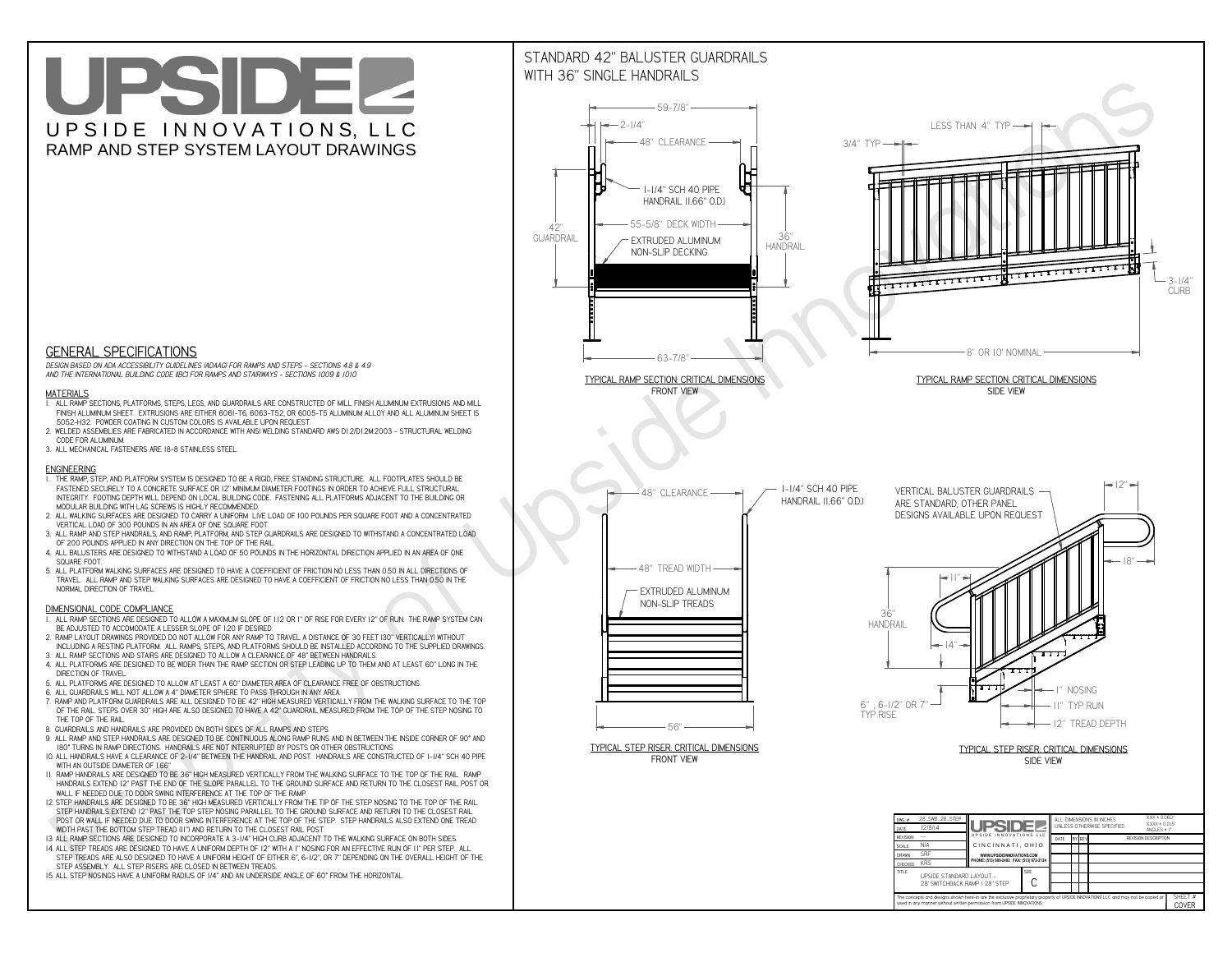# UPSIDE

UPSIDE INNOVATIONS, LLC

RAMP AND STEP SYSTEM LAYOUT DRAWINGS

## GENERAL SPECIFICATIONS

*DESIGN BASED ON ADA ACCESSIBILITY GUIDELINES (ADAAG) FOR RAMPS AND STEPS - SECTIONS 4.8 & 4.9 AND THE INTERNATIONAL BUILDING CODE (IBC) FOR RAMPS AND STAIRWAYS - SECTIONS 1009 & 1010*

### MATERIALS

1. ALL RAMP SECTIONS, PLATFORMS, STEPS, LEGS, AND GUARDRAILS ARE CONSTRUCTED OF MILL FINISH ALUMINUM EXTRUSIONS AND MILL FINISH ALUMINUM SHEET. EXTRUSIONS ARE EITHER 6061-T6, 6063-T52, OR 6005-T5 ALUMINUM ALLOY AND ALL ALUMINUM SHEET IS 5052-H32. POWDER COATING IN CUSTOM COLORS IS AVAILABLE UPON REQUEST.
2. WELDED ASSEMBLIES ARE FABRICATED IN ACCORDANCE WITH ANSI WELDING STANDARD AWS D1.2/D1.2M:2003 - STRUCTURAL WELDING CODE FOR ALUMINUM.
3. ALL MECHANICAL FASTENERS ARE 18-8 STAINLESS STEEL.

### ENGINEERING

1. THE RAMP, STEP, AND PLATFORM SYSTEM IS DESIGNED TO BE A RIGID, FREE STANDING STRUCTURE. ALL FOOTPLATES SHOULD BE FASTENED SECURELY TO A CONCRETE SURFACE OR 12" MINIMUM DIAMETER CONCRETE FOOTINGS IN ORDER TO ACHIEVE FULL STRUCTURAL INTEGRITY. FOOTING DEPTH WILL DEPEND ON LOCAL BUILDING CODE. FASTENING ALL PLATFORMS ADJACENT TO THE BUILDING OR MODULAR BUILDING WITH LAG SCREWS IS HIGHLY RECOMMENDED.
2. ALL WALKING SURFACES ARE DESIGNED TO CARRY A UNIFORM LIVE LOAD OF 100 POUNDS PER SQUARE FOOT AND A CONCENTRATED VERTICAL LOAD OF 300 POUNDS IN AN AREA OF ONE SQUARE FOOT.
3. ALL RAMP AND STEP HANDRAILS, AND RAMP, PLATFORM, AND STEP GUARDRAILS ARE DESIGNED TO WITHSTAND A CONCENTRATED LOAD OF 200 POUNDS APPLIED IN ANY DIRECTION ON THE TOP OF THE RAIL.
4. ALL BALUSTERS ARE DESIGNED TO WITHSTAND A LOAD OF 50 POUNDS IN THE HORIZONTAL DIRECTION APPLIED IN AN AREA OF ONE SQUARE FOOT.
5. ALL PLATFORM WALKING SURFACES ARE DESIGNED TO HAVE A COEFFICIENT OF FRICTION NO LESS THAN 0.50 IN ALL DIRECTIONS OF TRAVEL. ALL RAMP AND STEP WALKING SURFACES ARE DESIGNED TO HAVE A COEFFICIENT OF FRICTION NO LESS THAN 0.50 IN THE NORMAL DIRECTION OF TRAVEL.

### DIMENSIONAL CODE COMPLIANCE

1. ALL RAMP SECTIONS ARE DESIGNED TO ALLOW A MAXIMUM SLOPE OF 1:12 OR 1" OF RISE FOR EVERY 12" OF RUN. THE RAMP SYSTEM CAN BE ADJUSTED TO ACCOMODATE A LESSER SLOPE OF 1:20 IF DESIRED.
2. RAMP LAYOUT DRAWINGS PROVIDED DO NOT ALLOW FOR ANY RAMP TO TRAVEL A DISTANCE OF 30 FEET (30" VERTICALLY) WITHOUT INCLUDING A RESTING PLATFORM. ALL RAMPS, STEPS, AND PLATFORMS SHOULD BE INSTALLED ACCORDING TO THE SUPPLIED DRAWINGS.
3. ALL RAMP SECTIONS AND STAIRS ARE DESIGNED TO ALLOW A CLEARANCE OF 48" BETWEEN HANDRAILS.
4. ALL PLATFORMS ARE DESIGNED TO BE WIDER THAN THE RAMP SECTION OR STEP LEADING UP TO THEM AND AT LEAST 60" LONG IN THE DIRECTION OF TRAVEL.
5. ALL PLATFORMS ARE DESIGNED TO ALLOW AT LEAST A 60" DIAMETER AREA OF CLEARANCE FREE OF OBSTRUCTIONS.
6. ALL GUARDRAILS WILL NOT ALLOW A 4" DIAMETER SPHERE TO PASS THROUGH IN ANY AREA.
7. RAMP AND PLATFORM GUARDRAILS ARE ALL DESIGNED TO BE 42" HIGH MEASURED VERTICALLY FROM THE WALKING SURFACE TO THE TOP OF THE RAIL. STEPS OVER 30" HIGH ARE ALSO DESIGNED TO HAVE A 42" GUARDRAIL MEASURED FROM THE TOP OF THE STEP NOSING TO THE TOP OF THE RAIL.
8. GUARDRAILS AND HANDRAILS ARE PROVIDED ON BOTH SIDES OF ALL RAMPS AND STEPS.
9. ALL RAMP AND STEP HANDRAILS ARE DESIGNED TO BE CONTINUOUS ALONG RAMP RUNS AND IN BETWEEN THE INSIDE CORNER OF 90° AND 180° TURNS IN RAMP DIRECTIONS. HANDRAILS ARE NOT INTERRUPTED BY POSTS OR OTHER OBSTRUCTIONS.
10. ALL HANDRAILS HAVE A CLEARANCE OF 2-1/4" BETWEEN THE HANDRAIL AND POST. HANDRAILS ARE CONSTRUCTED OF 1-1/4" SCH 40 PIPE WITH AN OUTSIDE DIAMETER OF 1.66"
11. RAMP HANDRAILS ARE DESIGNED TO BE 36" HIGH MEASURED VERTICALLY FROM THE WALKING SURFACE TO THE TOP OF THE RAIL. RAMP HANDRAILS EXTEND 12" PAST THE END OF THE SLOPE PARALLEL TO THE GROUND SURFACE AND RETURN TO THE CLOSEST RAIL POST OR WALL IF NEEDED DUE TO DOOR SWING INTERFERENCE AT THE TOP OF THE RAMP.
12. STEP HANDRAILS ARE DESIGNED TO BE 36" HIGH MEASURED VERTICALLY FROM THE TIP OF THE STEP NOSING TO THE TOP OF THE RAIL. STEP HANDRAILS EXTEND 12" PAST THE TOP STEP NOSING PARALLEL TO THE GROUND SURFACE AND RETURN TO THE CLOSEST RAIL POST OR WALL IF NEEDED DUE TO DOOR SWING INTERFERENCE AT THE TOP OF THE STEP. STEP HANDRAILS ALSO EXTEND ONE TREAD WIDTH PAST THE BOTTOM STEP TREAD (11") AND RETURN TO THE CLOSEST RAIL POST.
13. ALL RAMP SECTIONS ARE DESIGNED TO INCORPORATE A 3-1/4" HIGH CURB ADJACENT TO THE WALKING SURFACE ON BOTH SIDES.
14. ALL STEP TREADS ARE DESIGNED TO HAVE A UNIFORM DEPTH OF 12" WITH A 1" NOSING FOR AN EFFECTIVE RUN OF 11" PER STEP. ALL STEP TREADS ARE ALSO DESIGNED TO HAVE A UNIFORM HEIGHT OF EITHER 6", 6-1/2", OR 7" DEPENDING ON THE OVERALL HEIGHT OF THE STEP ASSEMBLY. ALL STEP RISERS ARE CLOSED IN BETWEEN TREADS.
15. ALL STEP NOSINGS HAVE A UNIFORM RADIUS OF 1/4" AND AN UNDERSIDE ANGLE OF 60° FROM THE HORIZONTAL.

## STANDARD 42" BALUSTER GUARDRAILS WITH 36" SINGLE HANDRAILS

59-7/8" · 2-1/4" · 48" CLEARANCE · 1-1/4" SCH 40 PIPE HANDRAIL (1.66" O.D.) · 42" GUARDRAIL · 55-5/8" DECK WIDTH · 36" HANDRAIL · EXTRUDED ALUMINUM NON-SLIP DECKING · 63-7/8"

TYPICAL RAMP SECTION: CRITICAL DIMENSIONS
FRONT VIEW

LESS THAN 4" TYP · 3/4" TYP · 3-1/4" CURB · 8' OR 10' NOMINAL

TYPICAL RAMP SECTION: CRITICAL DIMENSIONS
SIDE VIEW

48" CLEARANCE · 1-1/4" SCH 40 PIPE HANDRAIL (1.66" O.D.) · 48" TREAD WIDTH · EXTRUDED ALUMINUM NON-SLIP TREADS · 56"

TYPICAL STEP RISER: CRITICAL DIMENSIONS
FRONT VIEW

VERTICAL BALUSTER GUARDRAILS ARE STANDARD, OTHER PANEL DESIGNS AVAILABLE UPON REQUEST · 12" · 18" · 11" · 36" HANDRAIL · 14" · 1" NOSING · 11" TYP RUN · 12" TREAD DEPTH · 6", 6-1/2" OR 7" TYP RISE

TYPICAL STEP RISER: CRITICAL DIMENSIONS
SIDE VIEW

| | | | |
|---|---|---|---|
| DWG # | 28_SWB_28_STEP | UPSIDE INNOVATIONS LLC, CINCINNATI, OHIO, WWW.UPSIDEINNOVATIONS.COM, PHONE: (513) 889-2492 FAX: (513) 672-2124 | ALL DIMENSIONS IN INCHES UNLESS OTHERWISE SPECIFIED. XXX ± 0.060" XXXX ± 0.015" ANGLES ± 1° |
| DATE | 12/8/14 | | |
| REVISION | --- | | DATE / BY / REV / REVISION DESCRIPTION |
| SCALE | N/A | | |
| DRAWN | SRF | | |
| CHECKED | KRS | | |
| TITLE | UPSIDE STANDARD LAYOUT - 28' SWITCHBACK RAMP / 28" STEP | SIZE: C | |

The concepts and designs shown here-in are the exclusive proprietary property of UPSIDE INNOVATIONS LLC and may not be copied or used in any manner without written permission from UPSIDE INNOVATIONS.

SHEET #: COVER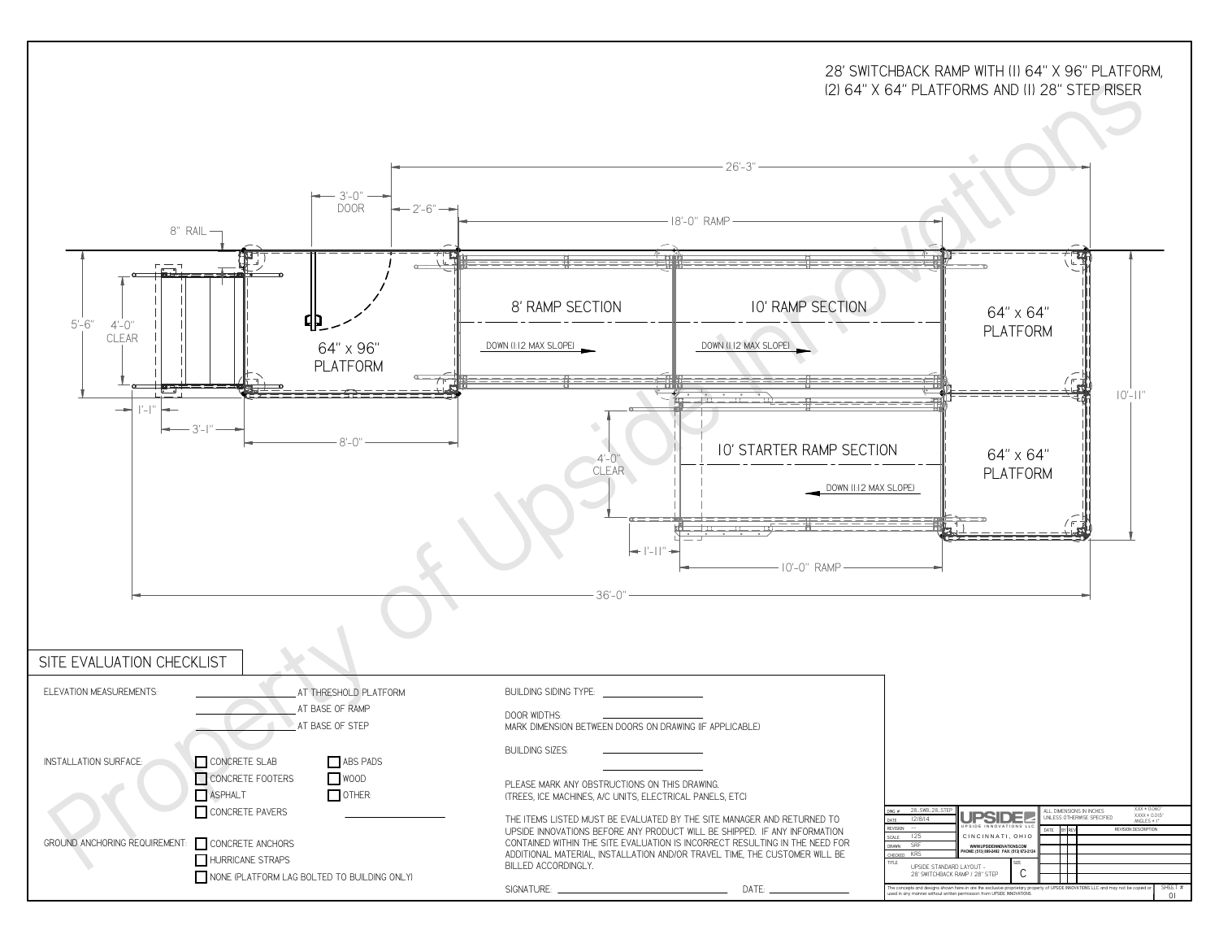# 28' SWITCHBACK RAMP WITH (1) 64" X 96" PLATFORM, (2) 64" X 64" PLATFORMS AND (1) 28" STEP RISER

26'-3"

3'-0" DOOR

2'-6"

18'-0" RAMP

8" RAIL

5'-6"

4'-0" CLEAR

64" x 96" PLATFORM

8' RAMP SECTION

DOWN (1:12 MAX SLOPE)

10' RAMP SECTION

DOWN (1:12 MAX SLOPE)

64" x 64" PLATFORM

10'-11"

1'-1"

3'-1"

8'-0"

4'-0" CLEAR

10' STARTER RAMP SECTION

DOWN (1:12 MAX SLOPE)

64" x 64" PLATFORM

1'-11"

10'-0" RAMP

36'-0"

Property of Upside Innovations

## SITE EVALUATION CHECKLIST

ELEVATION MEASUREMENTS:
- ____________ AT THRESHOLD PLATFORM
- ____________ AT BASE OF RAMP
- ____________ AT BASE OF STEP

INSTALLATION SURFACE:
- ☐ CONCRETE SLAB
- ☐ CONCRETE FOOTERS
- ☐ ASPHALT
- ☐ CONCRETE PAVERS
- ☐ ABS PADS
- ☐ WOOD
- ☐ OTHER ____________

GROUND ANCHORING REQUIREMENT:
- ☐ CONCRETE ANCHORS
- ☐ HURRICANE STRAPS
- ☐ NONE (PLATFORM LAG BOLTED TO BUILDING ONLY)

BUILDING SIDING TYPE: ____________

DOOR WIDTHS: ____________
MARK DIMENSION BETWEEN DOORS ON DRAWING (IF APPLICABLE)

BUILDING SIZES: ____________

PLEASE MARK ANY OBSTRUCTIONS ON THIS DRAWING.
(TREES, ICE MACHINES, A/C UNITS, ELECTRICAL PANELS, ETC)

THE ITEMS LISTED MUST BE EVALUATED BY THE SITE MANAGER AND RETURNED TO UPSIDE INNOVATIONS BEFORE ANY PRODUCT WILL BE SHIPPED. IF ANY INFORMATION CONTAINED WITHIN THE SITE EVALUATION IS INCORRECT RESULTING IN THE NEED FOR ADDITIONAL MATERIAL, INSTALLATION AND/OR TRAVEL TIME, THE CUSTOMER WILL BE BILLED ACCORDINGLY.

SIGNATURE: ____________ DATE: ____________

| | |
|---|---|
| DWG # | 28_SWB_28_STEP |
| DATE | 12/8/14 |
| REVISION | --- |
| SCALE | 1:25 |
| DRAWN | SRF |
| CHECKED | KRS |
| TITLE | UPSIDE STANDARD LAYOUT - 28' SWITCHBACK RAMP / 28" STEP |
| SIZE | C |

UPSIDE INNOVATIONS LLC
CINCINNATI, OHIO
WWW.UPSIDEINNOVATIONS.COM
PHONE: (513) 889-2492 FAX: (513) 672-2124

ALL DIMENSIONS IN INCHES UNLESS OTHERWISE SPECIFIED
XXX ± 0.060"
XXXX ± 0.015"
ANGLES ± 1°

| DATE | BY | REV | REVISION DESCRIPTION |
|---|---|---|---|

The concepts and designs shown here-in are the exclusive proprietary property of UPSIDE INNOVATIONS LLC and may not be copied or used in any manner without written permission from UPSIDE INNOVATIONS.

SHEET # 01